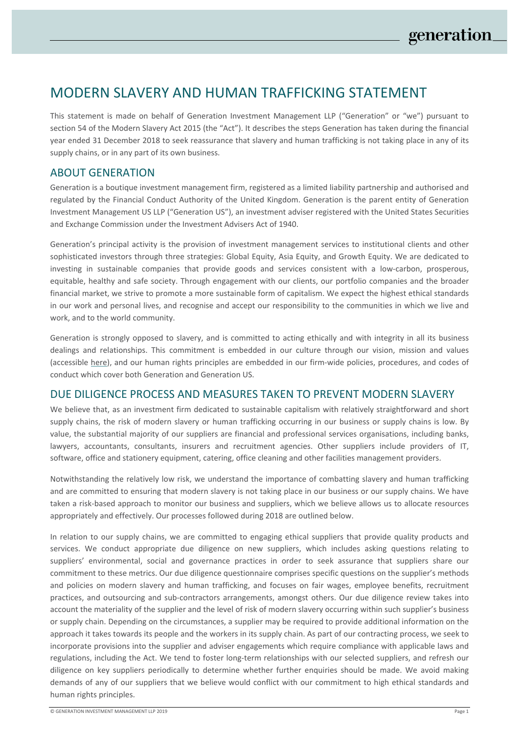# MODERN SLAVERY AND HUMAN TRAFFICKING STATEMENT

This statement is made on behalf of Generation Investment Management LLP ("Generation" or "we") pursuant to section 54 of the Modern Slavery Act 2015 (the "Act"). It describes the steps Generation has taken during the financial year ended 31 December 2018 to seek reassurance that slavery and human trafficking is not taking place in any of its supply chains, or in any part of its own business.

## ABOUT GENERATION

Generation is a boutique investment management firm, registered as a limited liability partnership and authorised and regulated by the Financial Conduct Authority of the United Kingdom. Generation is the parent entity of Generation Investment Management US LLP ("Generation US"), an investment adviser registered with the United States Securities and Exchange Commission under the Investment Advisers Act of 1940.

Generation's principal activity is the provision of investment management services to institutional clients and other sophisticated investors through three strategies: Global Equity, Asia Equity, and Growth Equity. We are dedicated to investing in sustainable companies that provide goods and services consistent with a low-carbon, prosperous, equitable, healthy and safe society. Through engagement with our clients, our portfolio companies and the broader financial market, we strive to promote a more sustainable form of capitalism. We expect the highest ethical standards in our work and personal lives, and recognise and accept our responsibility to the communities in which we live and work, and to the world community.

Generation is strongly opposed to slavery, and is committed to acting ethically and with integrity in all its business dealings and relationships. This commitment is embedded in our culture through our vision, mission and values (accessible here), and our human rights principles are embedded in our firm-wide policies, procedures, and codes of conduct which cover both Generation and Generation US.

## DUE DILIGENCE PROCESS AND MEASURES TAKEN TO PREVENT MODERN SLAVERY

We believe that, as an investment firm dedicated to sustainable capitalism with relatively straightforward and short supply chains, the risk of modern slavery or human trafficking occurring in our business or supply chains is low. By value, the substantial majority of our suppliers are financial and professional services organisations, including banks, lawyers, accountants, consultants, insurers and recruitment agencies. Other suppliers include providers of IT, software, office and stationery equipment, catering, office cleaning and other facilities management providers.

Notwithstanding the relatively low risk, we understand the importance of combatting slavery and human trafficking and are committed to ensuring that modern slavery is not taking place in our business or our supply chains. We have taken a risk-based approach to monitor our business and suppliers, which we believe allows us to allocate resources appropriately and effectively. Our processes followed during 2018 are outlined below.

In relation to our supply chains, we are committed to engaging ethical suppliers that provide quality products and services. We conduct appropriate due diligence on new suppliers, which includes asking questions relating to suppliers' environmental, social and governance practices in order to seek assurance that suppliers share our commitment to these metrics. Our due diligence questionnaire comprises specific questions on the supplier's methods and policies on modern slavery and human trafficking, and focuses on fair wages, employee benefits, recruitment practices, and outsourcing and sub-contractors arrangements, amongst others. Our due diligence review takes into account the materiality of the supplier and the level of risk of modern slavery occurring within such supplier's business or supply chain. Depending on the circumstances, a supplier may be required to provide additional information on the approach it takes towards its people and the workers in its supply chain. As part of our contracting process, we seek to incorporate provisions into the supplier and adviser engagements which require compliance with applicable laws and regulations, including the Act. We tend to foster long-term relationships with our selected suppliers, and refresh our diligence on key suppliers periodically to determine whether further enquiries should be made. We avoid making demands of any of our suppliers that we believe would conflict with our commitment to high ethical standards and human rights principles.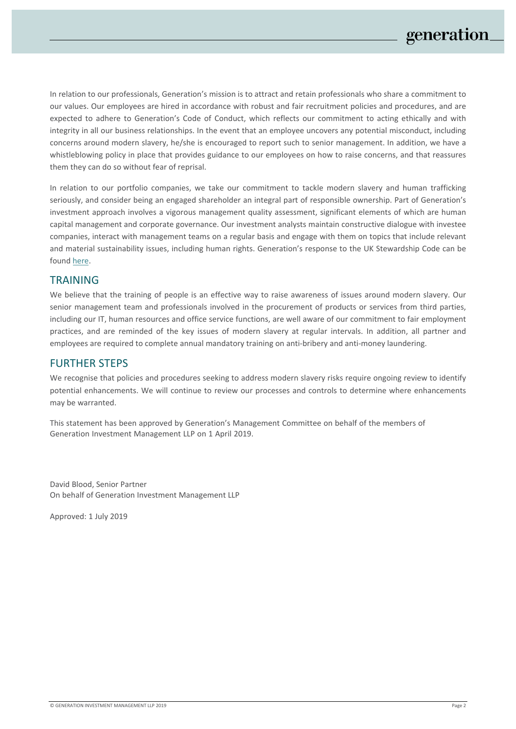In relation to our professionals, Generation's mission is to attract and retain professionals who share a commitment to our values. Our employees are hired in accordance with robust and fair recruitment policies and procedures, and are expected to adhere to Generation's Code of Conduct, which reflects our commitment to acting ethically and with integrity in all our business relationships. In the event that an employee uncovers any potential misconduct, including concerns around modern slavery, he/she is encouraged to report such to senior management. In addition, we have a whistleblowing policy in place that provides guidance to our employees on how to raise concerns, and that reassures them they can do so without fear of reprisal.

In relation to our portfolio companies, we take our commitment to tackle modern slavery and human trafficking seriously, and consider being an engaged shareholder an integral part of responsible ownership. Part of Generation's investment approach involves a vigorous management quality assessment, significant elements of which are human capital management and corporate governance. Our investment analysts maintain constructive dialogue with investee companies, interact with management teams on a regular basis and engage with them on topics that include relevant and material sustainability issues, including human rights. Generation's response to the UK Stewardship Code can be found here.

## TRAINING

We believe that the training of people is an effective way to raise awareness of issues around modern slavery. Our senior management team and professionals involved in the procurement of products or services from third parties, including our IT, human resources and office service functions, are well aware of our commitment to fair employment practices, and are reminded of the key issues of modern slavery at regular intervals. In addition, all partner and employees are required to complete annual mandatory training on anti-bribery and anti-money laundering.

## FURTHER STEPS

We recognise that policies and procedures seeking to address modern slavery risks require ongoing review to identify potential enhancements. We will continue to review our processes and controls to determine where enhancements may be warranted.

This statement has been approved by Generation's Management Committee on behalf of the members of Generation Investment Management LLP on 1 April 2019.

David Blood, Senior Partner
On behalf of Generation Investment Management LLP

Approved: 1 July 2019